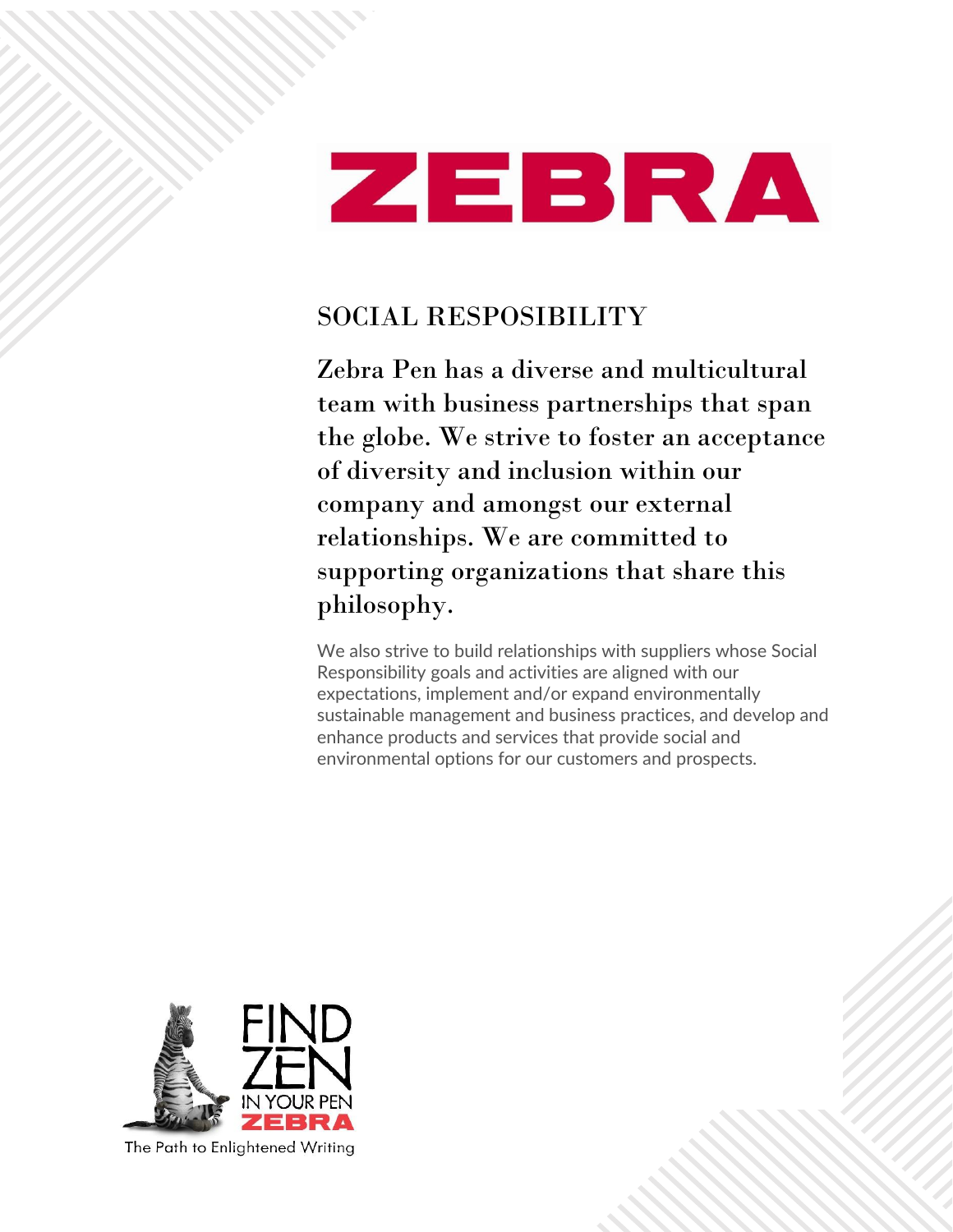# ZEBRA

## SOCIAL RESPOSIBILITY

Zebra Pen has a diverse and multicultural team with business partnerships that span the globe. We strive to foster an acceptance of diversity and inclusion within our company and amongst our external relationships. We are committed to supporting organizations that share this philosophy.

We also strive to build relationships with suppliers whose Social Responsibility goals and activities are aligned with our expectations, implement and/or expand environmentally sustainable management and business practices, and develop and enhance products and services that provide social and environmental options for our customers and prospects.

FIND ZEN IN YOUR PEN
ZEBRA
The Path to Enlightened Writing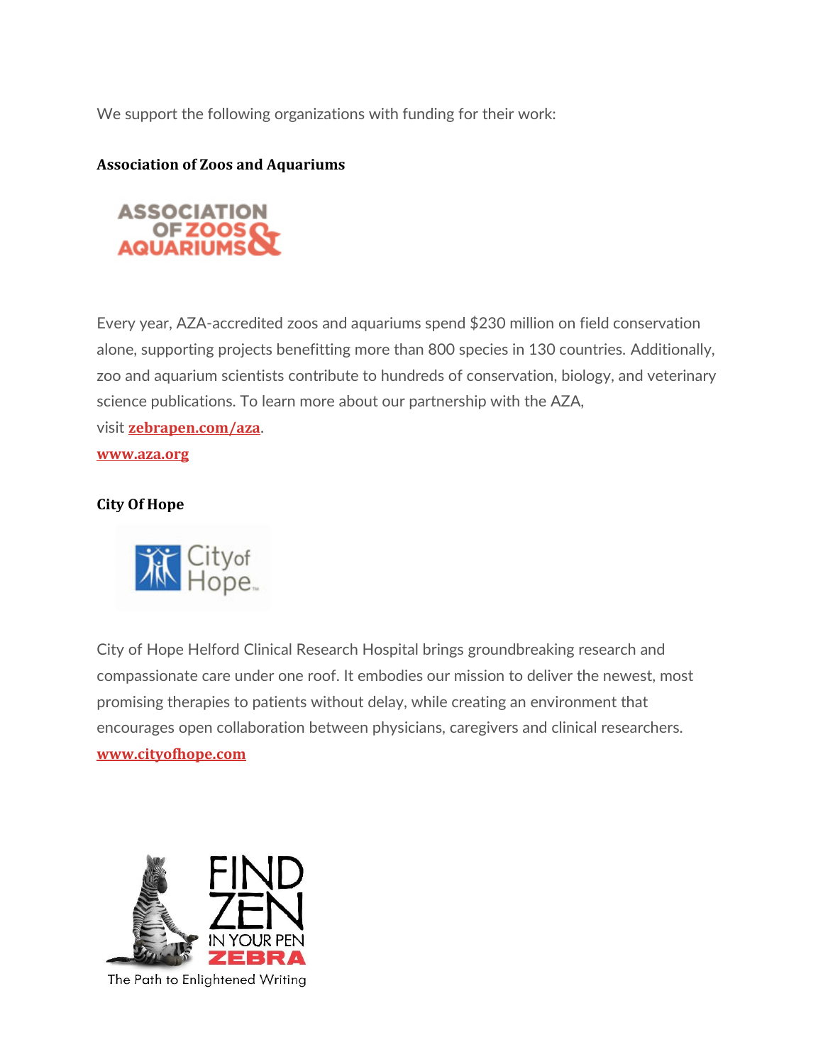We support the following organizations with funding for their work:

**Association of Zoos and Aquariums**

Every year, AZA-accredited zoos and aquariums spend $230 million on field conservation alone, supporting projects benefitting more than 800 species in 130 countries. Additionally, zoo and aquarium scientists contribute to hundreds of conservation, biology, and veterinary science publications. To learn more about our partnership with the AZA, visit **zebrapen.com/aza**.

**www.aza.org**

**City Of Hope**

City of Hope Helford Clinical Research Hospital brings groundbreaking research and compassionate care under one roof. It embodies our mission to deliver the newest, most promising therapies to patients without delay, while creating an environment that encourages open collaboration between physicians, caregivers and clinical researchers.

**www.cityofhope.com**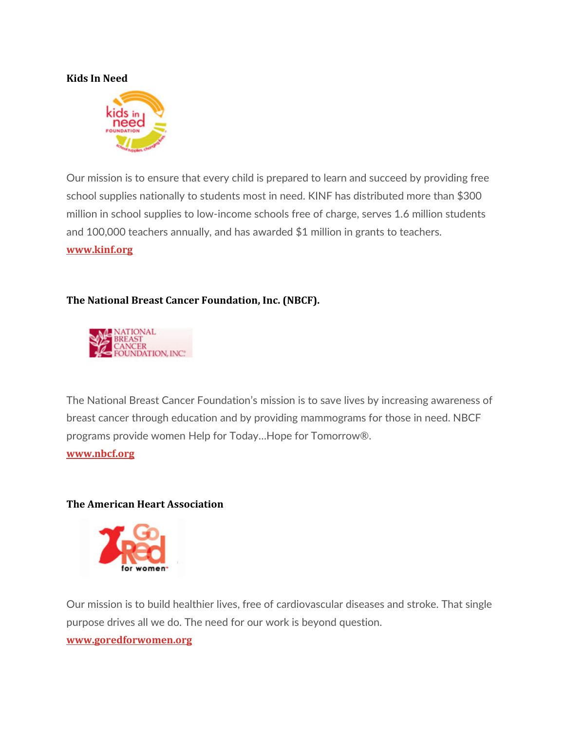**Kids In Need**

Our mission is to ensure that every child is prepared to learn and succeed by providing free school supplies nationally to students most in need. KINF has distributed more than $300 million in school supplies to low-income schools free of charge, serves 1.6 million students and 100,000 teachers annually, and has awarded $1 million in grants to teachers.
[www.kinf.org](http://www.kinf.org)

**The National Breast Cancer Foundation, Inc. (NBCF).**

The National Breast Cancer Foundation's mission is to save lives by increasing awareness of breast cancer through education and by providing mammograms for those in need. NBCF programs provide women Help for Today…Hope for Tomorrow®.
[www.nbcf.org](http://www.nbcf.org)

**The American Heart Association**

Our mission is to build healthier lives, free of cardiovascular diseases and stroke. That single purpose drives all we do. The need for our work is beyond question.
[www.goredforwomen.org](http://www.goredforwomen.org)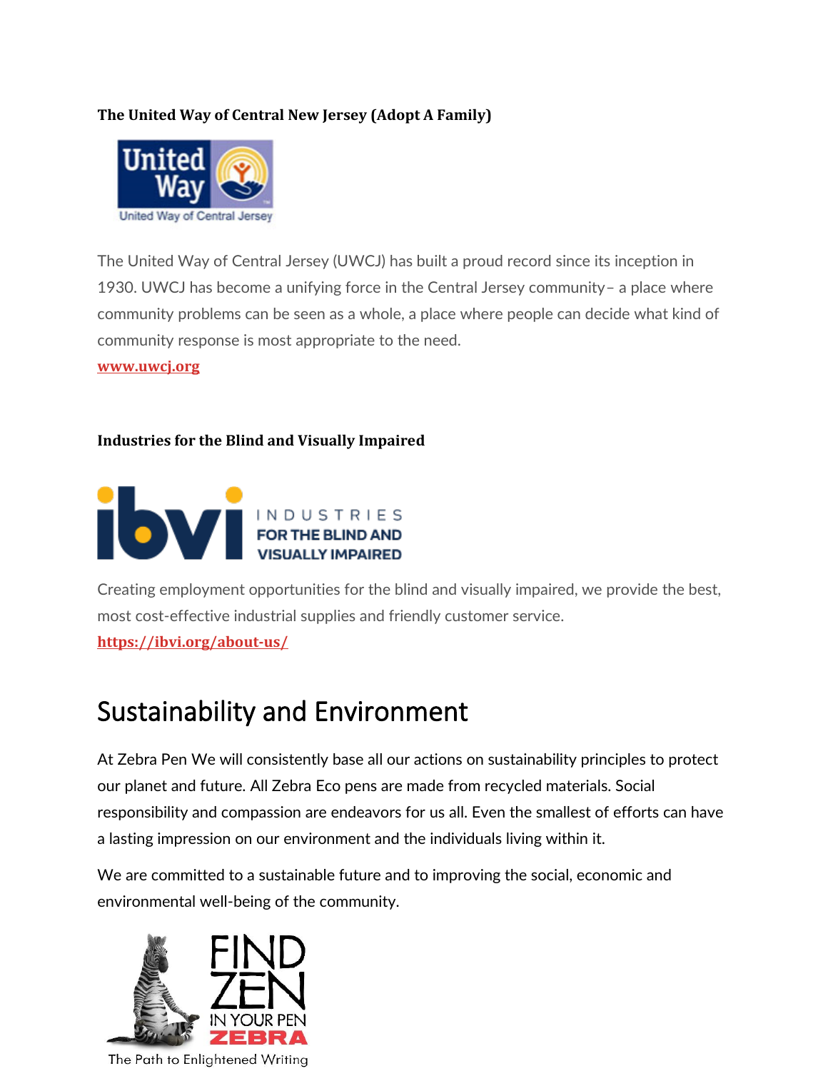**The United Way of Central New Jersey (Adopt A Family)**

The United Way of Central Jersey (UWCJ) has built a proud record since its inception in 1930. UWCJ has become a unifying force in the Central Jersey community– a place where community problems can be seen as a whole, a place where people can decide what kind of community response is most appropriate to the need.
[www.uwcj.org](www.uwcj.org)

**Industries for the Blind and Visually Impaired**

Creating employment opportunities for the blind and visually impaired, we provide the best, most cost-effective industrial supplies and friendly customer service.
[https://ibvi.org/about-us/](https://ibvi.org/about-us/)

# Sustainability and Environment

At Zebra Pen We will consistently base all our actions on sustainability principles to protect our planet and future. All Zebra Eco pens are made from recycled materials. Social responsibility and compassion are endeavors for us all. Even the smallest of efforts can have a lasting impression on our environment and the individuals living within it.

We are committed to a sustainable future and to improving the social, economic and environmental well-being of the community.